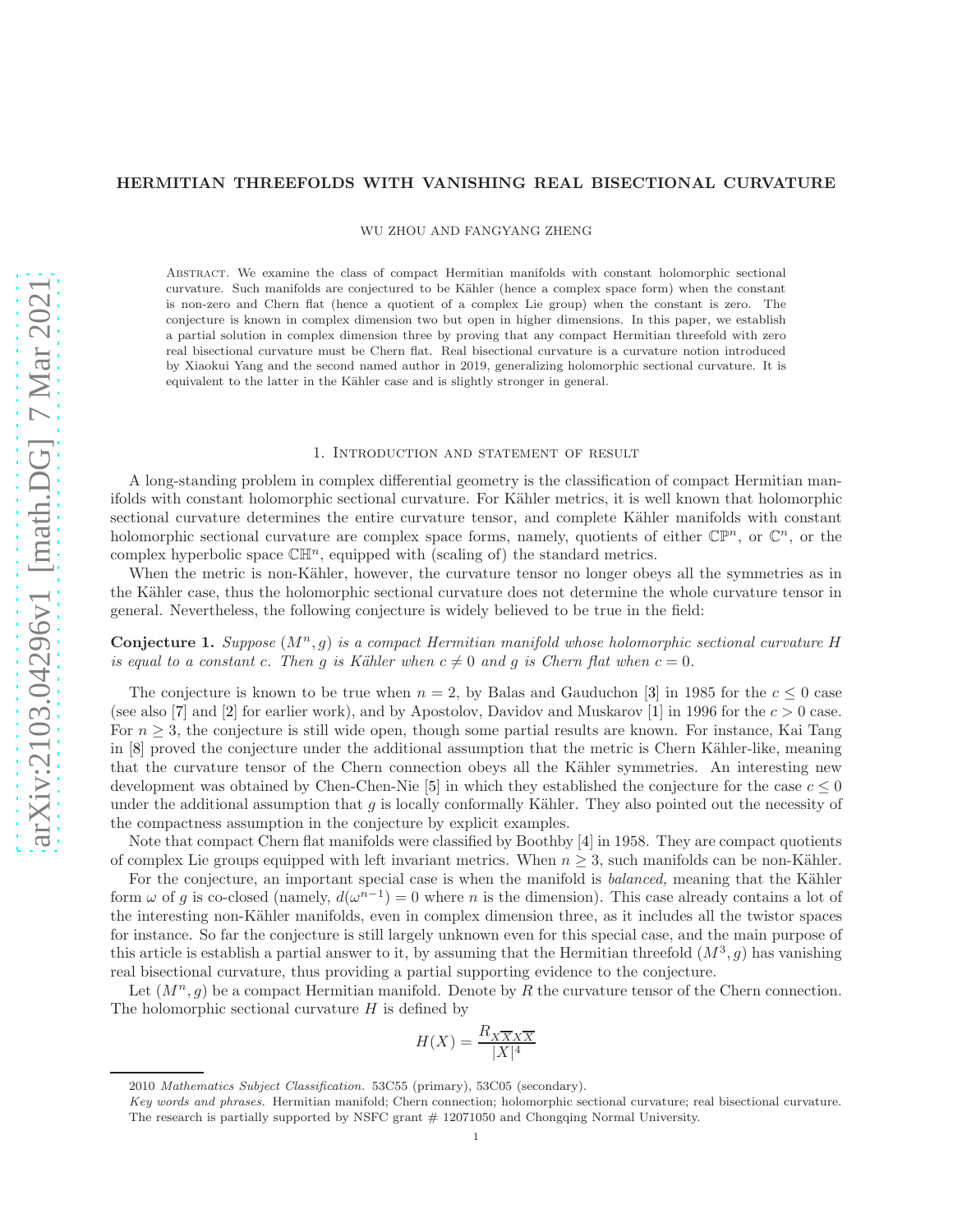# HERMITIAN THREEFOLDS WITH VANISHING REAL BISECTIONAL CURVATURE

WU ZHOU AND FANGYANG ZHENG

Abstract. We examine the class of compact Hermitian manifolds with constant holomorphic sectional curvature. Such manifolds are conjectured to be Kähler (hence a complex space form) when the constant is non-zero and Chern flat (hence a quotient of a complex Lie group) when the constant is zero. The conjecture is known in complex dimension two but open in higher dimensions. In this paper, we establish a partial solution in complex dimension three by proving that any compact Hermitian threefold with zero real bisectional curvature must be Chern flat. Real bisectional curvature is a curvature notion introduced by Xiaokui Yang and the second named author in 2019, generalizing holomorphic sectional curvature. It is equivalent to the latter in the Kähler case and is slightly stronger in general.

## 1. Introduction and statement of result

A long-standing problem in complex differential geometry is the classification of compact Hermitian manifolds with constant holomorphic sectional curvature. For Kähler metrics, it is well known that holomorphic sectional curvature determines the entire curvature tensor, and complete Kähler manifolds with constant holomorphic sectional curvature are complex space forms, namely, quotients of either $\mathbb{CP}^n$, or $\mathbb{C}^n$, or the complex hyperbolic space $\mathbb{CH}^n$, equipped with (scaling of) the standard metrics.

When the metric is non-Kähler, however, the curvature tensor no longer obeys all the symmetries as in the Kähler case, thus the holomorphic sectional curvature does not determine the whole curvature tensor in general. Nevertheless, the following conjecture is widely believed to be true in the field:

**Conjecture 1.** *Suppose $(M^n, g)$ is a compact Hermitian manifold whose holomorphic sectional curvature $H$ is equal to a constant $c$. Then $g$ is Kähler when $c \neq 0$ and $g$ is Chern flat when $c = 0$.*

The conjecture is known to be true when $n = 2$, by Balas and Gauduchon [3] in 1985 for the $c \leq 0$ case (see also [7] and [2] for earlier work), and by Apostolov, Davidov and Muskarov [1] in 1996 for the $c > 0$ case. For $n \geq 3$, the conjecture is still wide open, though some partial results are known. For instance, Kai Tang in [8] proved the conjecture under the additional assumption that the metric is Chern Kähler-like, meaning that the curvature tensor of the Chern connection obeys all the Kähler symmetries. An interesting new development was obtained by Chen-Chen-Nie [5] in which they established the conjecture for the case $c \leq 0$ under the additional assumption that $g$ is locally conformally Kähler. They also pointed out the necessity of the compactness assumption in the conjecture by explicit examples.

Note that compact Chern flat manifolds were classified by Boothby [4] in 1958. They are compact quotients of complex Lie groups equipped with left invariant metrics. When $n \geq 3$, such manifolds can be non-Kähler.

For the conjecture, an important special case is when the manifold is *balanced,* meaning that the Kähler form $\omega$ of $g$ is co-closed (namely, $d(\omega^{n-1}) = 0$ where $n$ is the dimension). This case already contains a lot of the interesting non-Kähler manifolds, even in complex dimension three, as it includes all the twistor spaces for instance. So far the conjecture is still largely unknown even for this special case, and the main purpose of this article is establish a partial answer to it, by assuming that the Hermitian threefold $(M^3, g)$ has vanishing real bisectional curvature, thus providing a partial supporting evidence to the conjecture.

Let $(M^n, g)$ be a compact Hermitian manifold. Denote by $R$ the curvature tensor of the Chern connection. The holomorphic sectional curvature $H$ is defined by

$$H(X) = \frac{R_{X\overline{X}X\overline{X}}}{|X|^4}$$

---

2010 *Mathematics Subject Classification.* 53C55 (primary), 53C05 (secondary).

*Key words and phrases.* Hermitian manifold; Chern connection; holomorphic sectional curvature; real bisectional curvature.

The research is partially supported by NSFC grant # 12071050 and Chongqing Normal University.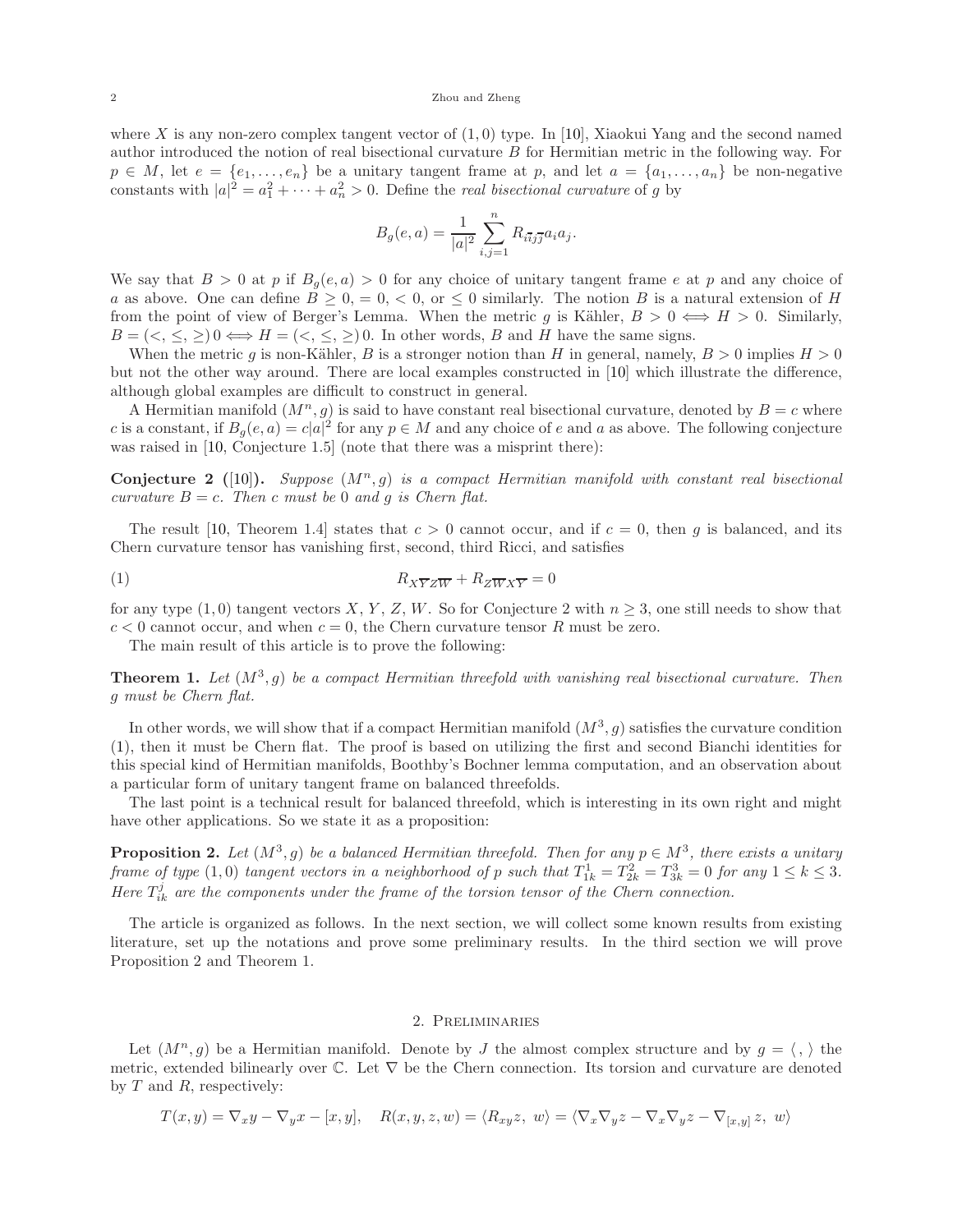where $X$ is any non-zero complex tangent vector of $(1,0)$ type. In [10], Xiaokui Yang and the second named author introduced the notion of real bisectional curvature $B$ for Hermitian metric in the following way. For $p \in M$, let $e = \{e_1, \ldots, e_n\}$ be a unitary tangent frame at $p$, and let $a = \{a_1, \ldots, a_n\}$ be non-negative constants with $|a|^2 = a_1^2 + \cdots + a_n^2 > 0$. Define the *real bisectional curvature* of $g$ by

$$B_g(e, a) = \frac{1}{|a|^2} \sum_{i,j=1}^{n} R_{i\bar{i}j\bar{j}} a_i a_j.$$

We say that $B > 0$ at $p$ if $B_g(e, a) > 0$ for any choice of unitary tangent frame $e$ at $p$ and any choice of $a$ as above. One can define $B \geq 0$, $= 0$, $< 0$, or $\leq 0$ similarly. The notion $B$ is a natural extension of $H$ from the point of view of Berger's Lemma. When the metric $g$ is Kähler, $B > 0 \iff H > 0$. Similarly, $B = (<, \leq, \geq)\, 0 \iff H = (<, \leq, \geq)\, 0$. In other words, $B$ and $H$ have the same signs.

When the metric $g$ is non-Kähler, $B$ is a stronger notion than $H$ in general, namely, $B > 0$ implies $H > 0$ but not the other way around. There are local examples constructed in [10] which illustrate the difference, although global examples are difficult to construct in general.

A Hermitian manifold $(M^n, g)$ is said to have constant real bisectional curvature, denoted by $B = c$ where $c$ is a constant, if $B_g(e, a) = c|a|^2$ for any $p \in M$ and any choice of $e$ and $a$ as above. The following conjecture was raised in [10, Conjecture 1.5] (note that there was a misprint there):

**Conjecture 2 ([10]).** *Suppose $(M^n, g)$ is a compact Hermitian manifold with constant real bisectional curvature $B = c$. Then $c$ must be $0$ and $g$ is Chern flat.*

The result [10, Theorem 1.4] states that $c > 0$ cannot occur, and if $c = 0$, then $g$ is balanced, and its Chern curvature tensor has vanishing first, second, third Ricci, and satisfies

$$R_{X\overline{Y}Z\overline{W}} + R_{Z\overline{W}X\overline{Y}} = 0 \tag{1}$$

for any type $(1,0)$ tangent vectors $X$, $Y$, $Z$, $W$. So for Conjecture 2 with $n \geq 3$, one still needs to show that $c < 0$ cannot occur, and when $c = 0$, the Chern curvature tensor $R$ must be zero.

The main result of this article is to prove the following:

**Theorem 1.** *Let $(M^3, g)$ be a compact Hermitian threefold with vanishing real bisectional curvature. Then $g$ must be Chern flat.*

In other words, we will show that if a compact Hermitian manifold $(M^3, g)$ satisfies the curvature condition (1), then it must be Chern flat. The proof is based on utilizing the first and second Bianchi identities for this special kind of Hermitian manifolds, Boothby's Bochner lemma computation, and an observation about a particular form of unitary tangent frame on balanced threefolds.

The last point is a technical result for balanced threefold, which is interesting in its own right and might have other applications. So we state it as a proposition:

**Proposition 2.** *Let $(M^3, g)$ be a balanced Hermitian threefold. Then for any $p \in M^3$, there exists a unitary frame of type $(1,0)$ tangent vectors in a neighborhood of $p$ such that $T^1_{1k} = T^2_{2k} = T^3_{3k} = 0$ for any $1 \leq k \leq 3$. Here $T^j_{ik}$ are the components under the frame of the torsion tensor of the Chern connection.*

The article is organized as follows. In the next section, we will collect some known results from existing literature, set up the notations and prove some preliminary results. In the third section we will prove Proposition 2 and Theorem 1.

## 2. Preliminaries

Let $(M^n, g)$ be a Hermitian manifold. Denote by $J$ the almost complex structure and by $g = \langle\,,\,\rangle$ the metric, extended bilinearly over $\mathbb{C}$. Let $\nabla$ be the Chern connection. Its torsion and curvature are denoted by $T$ and $R$, respectively:

$$T(x, y) = \nabla_x y - \nabla_y x - [x, y], \quad R(x, y, z, w) = \langle R_{xy} z,\ w\rangle = \langle \nabla_x \nabla_y z - \nabla_x \nabla_y z - \nabla_{[x,y]}\, z,\ w\rangle$$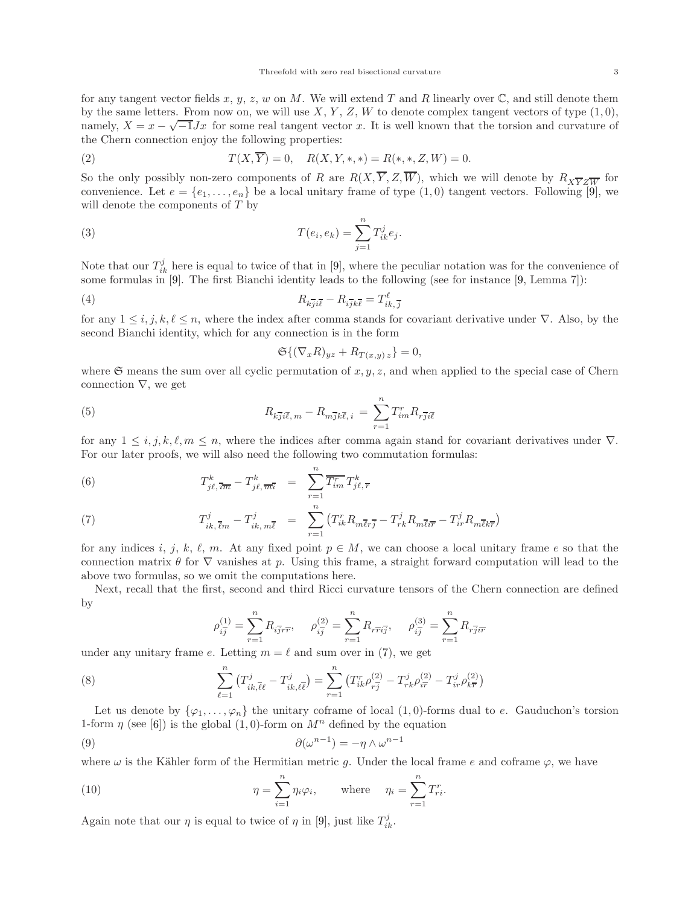for any tangent vector fields $x$, $y$, $z$, $w$ on $M$. We will extend $T$ and $R$ linearly over $\mathbb{C}$, and still denote them by the same letters. From now on, we will use $X$, $Y$, $Z$, $W$ to denote complex tangent vectors of type $(1,0)$, namely, $X = x - \sqrt{-1}Jx$ for some real tangent vector $x$. It is well known that the torsion and curvature of the Chern connection enjoy the following properties:

$$T(X, \overline{Y}) = 0, \quad R(X, Y, *, *) = R(*, *, Z, W) = 0. \tag{2}$$

So the only possibly non-zero components of $R$ are $R(X, \overline{Y}, Z, \overline{W})$, which we will denote by $R_{X\overline{Y}Z\overline{W}}$ for convenience. Let $e = \{e_1, \ldots, e_n\}$ be a local unitary frame of type $(1,0)$ tangent vectors. Following [9], we will denote the components of $T$ by

$$T(e_i, e_k) = \sum_{j=1}^{n} T_{ik}^{j} e_j. \tag{3}$$

Note that our $T^j_{ik}$ here is equal to twice of that in [9], where the peculiar notation was for the convenience of some formulas in [9]. The first Bianchi identity leads to the following (see for instance [9, Lemma 7]):

$$R_{k\overline{j}i\overline{\ell}} - R_{i\overline{j}k\overline{\ell}} = T^{\ell}_{ik,\,\overline{j}} \tag{4}$$

for any $1 \leq i, j, k, \ell \leq n$, where the index after comma stands for covariant derivative under $\nabla$. Also, by the second Bianchi identity, which for any connection is in the form

$$\mathfrak{S}\{(\nabla_x R)_{yz} + R_{T(x,y)\,z}\} = 0,$$

where $\mathfrak{S}$ means the sum over all cyclic permutation of $x, y, z$, and when applied to the special case of Chern connection $\nabla$, we get

$$R_{k\overline{j}i\overline{\ell},\,m} - R_{m\overline{j}k\overline{\ell},\,i} = \sum_{r=1}^{n} T^{r}_{im} R_{r\overline{j}i\overline{\ell}} \tag{5}$$

for any $1 \leq i, j, k, \ell, m \leq n$, where the indices after comma again stand for covariant derivatives under $\nabla$. For our later proofs, we will also need the following two commutation formulas:

$$T^{k}_{j\ell,\,\overline{i}\overline{m}} - T^{k}_{j\ell,\,\overline{m}\overline{i}} = \sum_{r=1}^{n} \overline{T^{r}_{im}}\, T^{k}_{j\ell,\,\overline{r}} \tag{6}$$

$$T^{j}_{ik,\,\overline{\ell}m} - T^{j}_{ik,\,m\overline{\ell}} = \sum_{r=1}^{n} \big( T^{r}_{ik} R_{m\overline{\ell}r\overline{j}} - T^{j}_{rk} R_{m\overline{\ell}i\overline{r}} - T^{j}_{ir} R_{m\overline{\ell}k\overline{r}} \big) \tag{7}$$

for any indices $i$, $j$, $k$, $\ell$, $m$. At any fixed point $p \in M$, we can choose a local unitary frame $e$ so that the connection matrix $\theta$ for $\nabla$ vanishes at $p$. Using this frame, a straight forward computation will lead to the above two formulas, so we omit the computations here.

Next, recall that the first, second and third Ricci curvature tensors of the Chern connection are defined by

$$\rho^{(1)}_{i\overline{j}} = \sum_{r=1}^{n} R_{i\overline{j}r\overline{r}}, \quad \rho^{(2)}_{i\overline{j}} = \sum_{r=1}^{n} R_{r\overline{r}i\overline{j}}, \quad \rho^{(3)}_{i\overline{j}} = \sum_{r=1}^{n} R_{r\overline{j}i\overline{r}}$$

under any unitary frame $e$. Letting $m = \ell$ and sum over in (7), we get

$$\sum_{\ell=1}^{n} \big( T^{j}_{ik,\overline{\ell}\ell} - T^{j}_{ik,\ell\overline{\ell}} \big) = \sum_{r=1}^{n} \big( T^{r}_{ik} \rho^{(2)}_{r\overline{j}} - T^{j}_{rk} \rho^{(2)}_{i\overline{r}} - T^{j}_{ir} \rho^{(2)}_{k\overline{r}} \big) \tag{8}$$

Let us denote by $\{\varphi_1, \ldots, \varphi_n\}$ the unitary coframe of local $(1,0)$-forms dual to $e$. Gauduchon's torsion 1-form $\eta$ (see [6]) is the global $(1,0)$-form on $M^n$ defined by the equation

$$\partial(\omega^{n-1}) = -\eta \wedge \omega^{n-1} \tag{9}$$

where $\omega$ is the Kähler form of the Hermitian metric $g$. Under the local frame $e$ and coframe $\varphi$, we have

$$\eta = \sum_{i=1}^{n} \eta_i \varphi_i, \qquad \text{where} \quad \eta_i = \sum_{r=1}^{n} T^{r}_{ri}. \tag{10}$$

Again note that our $\eta$ is equal to twice of $\eta$ in [9], just like $T^j_{ik}$.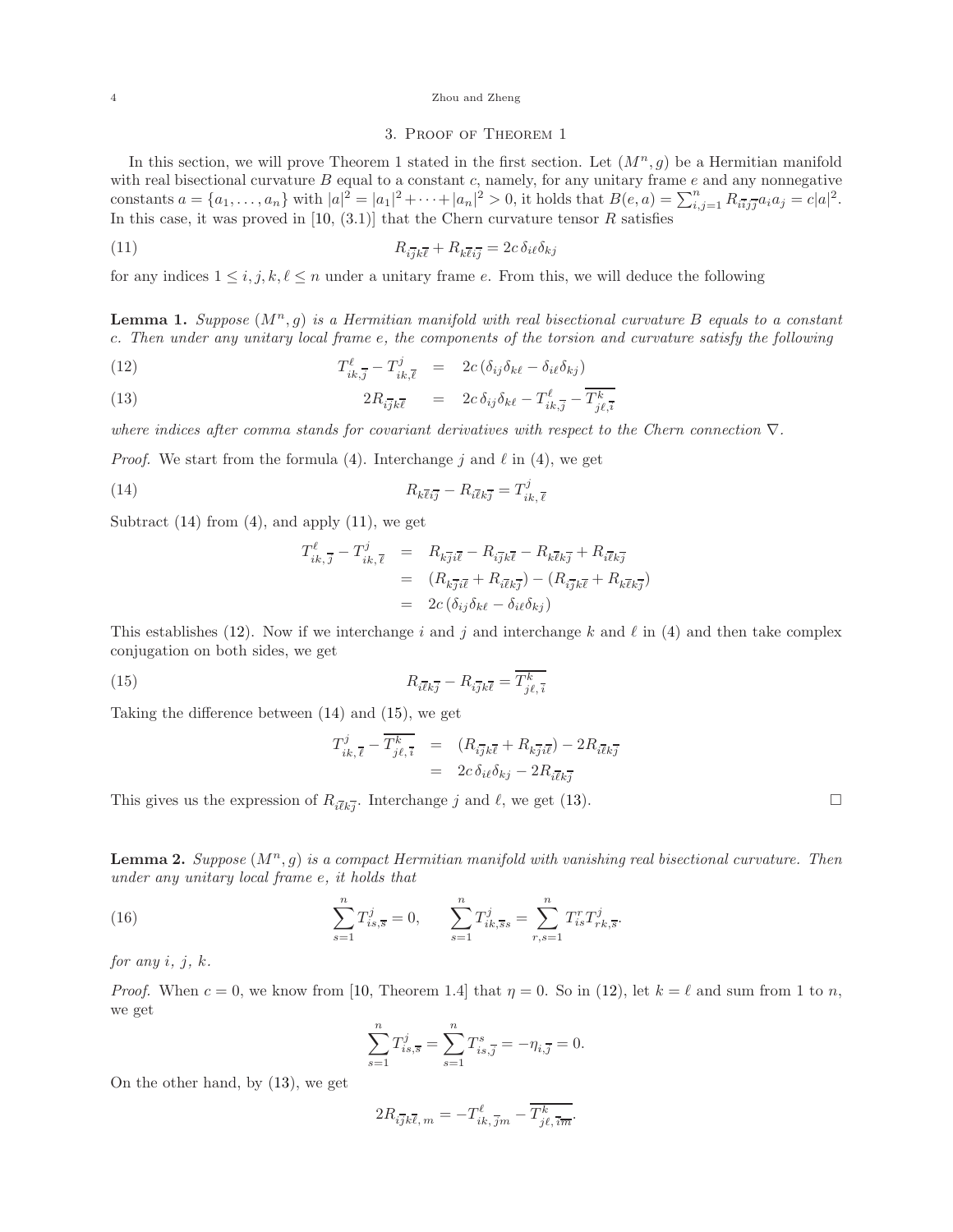## 3. Proof of Theorem 1

In this section, we will prove Theorem 1 stated in the first section. Let $(M^n, g)$ be a Hermitian manifold with real bisectional curvature $B$ equal to a constant $c$, namely, for any unitary frame $e$ and any nonnegative constants $a = \{a_1, \ldots, a_n\}$ with $|a|^2 = |a_1|^2 + \cdots + |a_n|^2 > 0$, it holds that $B(e,a) = \sum_{i,j=1}^n R_{i\overline{i}j\overline{j}} a_i a_j = c|a|^2$. In this case, it was proved in [10, (3.1)] that the Chern curvature tensor $R$ satisfies

$$R_{i\overline{j}k\overline{\ell}} + R_{k\overline{\ell}i\overline{j}} = 2c\,\delta_{i\ell}\delta_{kj} \tag{11}$$

for any indices $1 \leq i, j, k, \ell \leq n$ under a unitary frame $e$. From this, we will deduce the following

**Lemma 1.** *Suppose $(M^n, g)$ is a Hermitian manifold with real bisectional curvature $B$ equals to a constant $c$. Then under any unitary local frame $e$, the components of the torsion and curvature satisfy the following*

$$T^{\ell}_{ik,\overline{j}} - T^{j}_{ik,\overline{\ell}} = 2c\,(\delta_{ij}\delta_{k\ell} - \delta_{i\ell}\delta_{kj}) \tag{12}$$

$$2R_{i\overline{j}k\overline{\ell}} = 2c\,\delta_{ij}\delta_{k\ell} - T^{\ell}_{ik,\overline{j}} - \overline{T^{k}_{j\ell,\overline{i}}} \tag{13}$$

*where indices after comma stands for covariant derivatives with respect to the Chern connection $\nabla$.*

*Proof.* We start from the formula (4). Interchange $j$ and $\ell$ in (4), we get

$$R_{k\overline{\ell}i\overline{j}} - R_{i\overline{\ell}k\overline{j}} = T^{j}_{ik,\,\overline{\ell}} \tag{14}$$

Subtract (14) from (4), and apply (11), we get

$$\begin{aligned}
T^{\ell}_{ik,\,\overline{j}} - T^{j}_{ik,\,\overline{\ell}} &= R_{k\overline{j}i\overline{\ell}} - R_{i\overline{j}k\overline{\ell}} - R_{k\overline{\ell}k\overline{j}} + R_{i\overline{\ell}k\overline{j}} \\
&= (R_{k\overline{j}i\overline{\ell}} + R_{i\overline{\ell}k\overline{j}}) - (R_{i\overline{j}k\overline{\ell}} + R_{k\overline{\ell}k\overline{j}}) \\
&= 2c\,(\delta_{ij}\delta_{k\ell} - \delta_{i\ell}\delta_{kj})
\end{aligned}$$

This establishes (12). Now if we interchange $i$ and $j$ and interchange $k$ and $\ell$ in (4) and then take complex conjugation on both sides, we get

$$R_{i\overline{\ell}k\overline{j}} - R_{i\overline{j}k\overline{\ell}} = \overline{T^{k}_{j\ell,\,\overline{i}}} \tag{15}$$

Taking the difference between (14) and (15), we get

$$\begin{aligned}
T^{j}_{ik,\,\overline{\ell}} - \overline{T^{k}_{j\ell,\,\overline{i}}} &= (R_{i\overline{j}k\overline{\ell}} + R_{k\overline{j}i\overline{\ell}}) - 2R_{i\overline{\ell}k\overline{j}} \\
&= 2c\,\delta_{i\ell}\delta_{kj} - 2R_{i\overline{\ell}k\overline{j}}
\end{aligned}$$

This gives us the expression of $R_{i\overline{\ell}k\overline{j}}$. Interchange $j$ and $\ell$, we get (13). $\square$

**Lemma 2.** *Suppose $(M^n, g)$ is a compact Hermitian manifold with vanishing real bisectional curvature. Then under any unitary local frame $e$, it holds that*

$$\sum_{s=1}^n T^{j}_{is,\overline{s}} = 0, \qquad \sum_{s=1}^n T^{j}_{ik,\overline{s}s} = \sum_{r,s=1}^n T^{r}_{is} T^{j}_{rk,\overline{s}}. \tag{16}$$

*for any $i$, $j$, $k$.*

*Proof.* When $c = 0$, we know from [10, Theorem 1.4] that $\eta = 0$. So in (12), let $k = \ell$ and sum from 1 to $n$, we get

$$\sum_{s=1}^n T^{j}_{is,\overline{s}} = \sum_{s=1}^n T^{s}_{is,\overline{j}} = -\eta_{i,\overline{j}} = 0.$$

On the other hand, by (13), we get

$$2R_{i\overline{j}k\overline{\ell},\,m} = -T^{\ell}_{ik,\,\overline{j}m} - \overline{T^{k}_{j\ell,\,\overline{i}\overline{m}}}.$$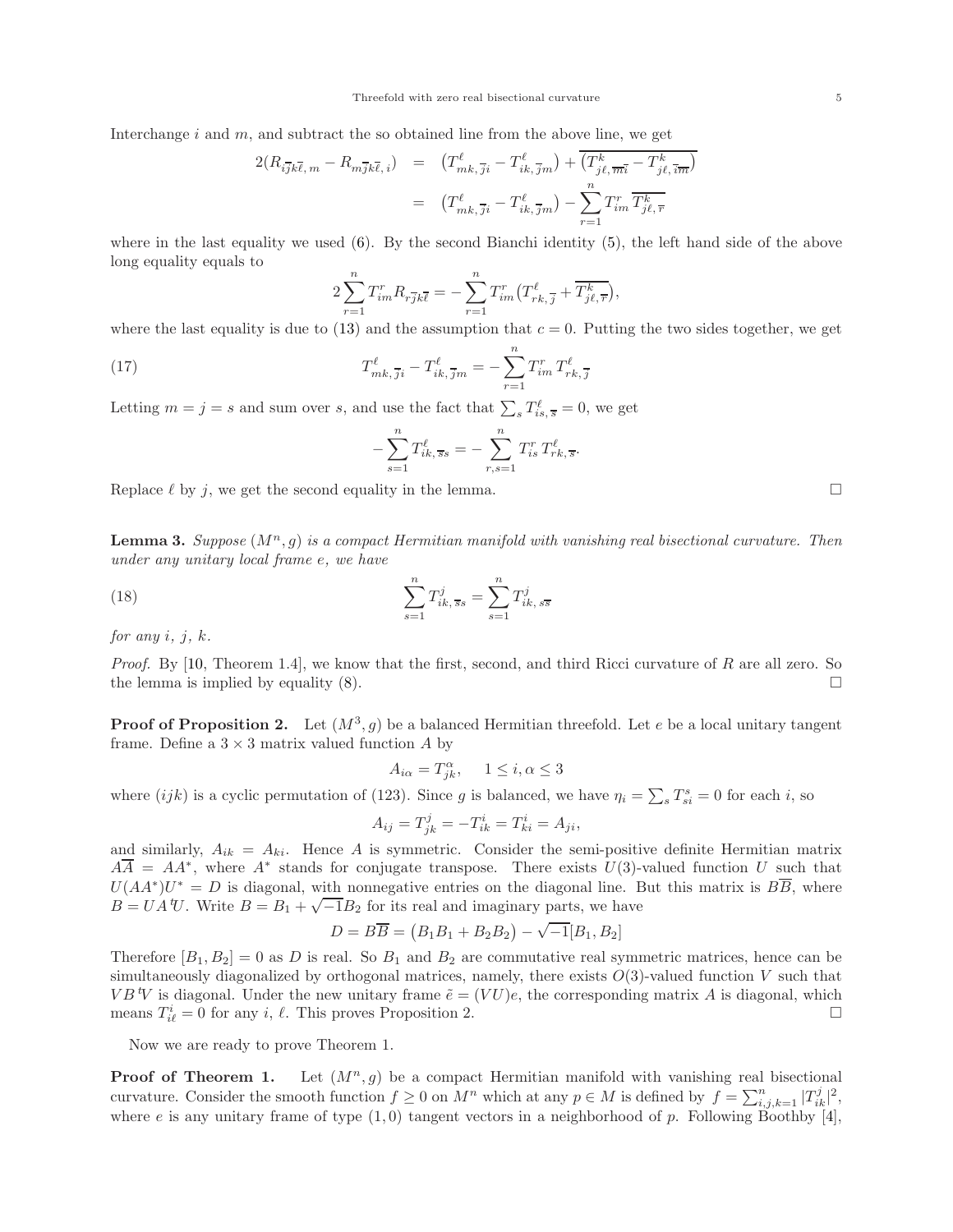Interchange $i$ and $m$, and subtract the so obtained line from the above line, we get

$$
\begin{aligned}
2(R_{i\overline{j}k\overline{\ell},\,m} - R_{m\overline{j}k\overline{\ell},\,i}) &= \big(T^{\ell}_{mk,\,\overline{j}i} - T^{\ell}_{ik,\,\overline{j}m}\big) + \overline{\big(T^{k}_{j\ell,\,\overline{m}\overline{i}} - T^{k}_{j\ell,\,\overline{i}\overline{m}}\big)} \\
&= \big(T^{\ell}_{mk,\,\overline{j}i} - T^{\ell}_{ik,\,\overline{j}m}\big) - \sum_{r=1}^{n} T^{r}_{im}\,\overline{T^{k}_{j\ell,\,\overline{r}}}
\end{aligned}
$$

where in the last equality we used (6). By the second Bianchi identity (5), the left hand side of the above long equality equals to

$$
2\sum_{r=1}^{n} T^{r}_{im} R_{r\overline{j}k\overline{\ell}} = -\sum_{r=1}^{n} T^{r}_{im}\big(T^{\ell}_{rk,\,\overline{j}} + \overline{T^{k}_{j\ell,\,\overline{r}}}\big),
$$

where the last equality is due to (13) and the assumption that $c=0$. Putting the two sides together, we get

$$
T^{\ell}_{mk,\,\overline{j}i} - T^{\ell}_{ik,\,\overline{j}m} = -\sum_{r=1}^{n} T^{r}_{im}\, T^{\ell}_{rk,\,\overline{j}} \tag{17}
$$

Letting $m=j=s$ and sum over $s$, and use the fact that $\sum_s T^{\ell}_{is,\,\overline{s}} = 0$, we get

$$
-\sum_{s=1}^{n} T^{\ell}_{ik,\,\overline{s}s} = -\sum_{r,s=1}^{n} T^{r}_{is}\, T^{\ell}_{rk,\,\overline{s}}.
$$

Replace $\ell$ by $j$, we get the second equality in the lemma. □

**Lemma 3.** *Suppose $(M^n,g)$ is a compact Hermitian manifold with vanishing real bisectional curvature. Then under any unitary local frame $e$, we have*

$$
\sum_{s=1}^{n} T^{j}_{ik,\,\overline{s}s} = \sum_{s=1}^{n} T^{j}_{ik,\,s\overline{s}} \tag{18}
$$

*for any $i$, $j$, $k$.*

*Proof.* By [10, Theorem 1.4], we know that the first, second, and third Ricci curvature of $R$ are all zero. So the lemma is implied by equality (8). □

**Proof of Proposition 2.** Let $(M^3,g)$ be a balanced Hermitian threefold. Let $e$ be a local unitary tangent frame. Define a $3\times 3$ matrix valued function $A$ by

$$
A_{i\alpha} = T^{\alpha}_{jk}, \quad 1\leq i,\alpha \leq 3
$$

where $(ijk)$ is a cyclic permutation of (123). Since $g$ is balanced, we have $\eta_i = \sum_s T^s_{si} = 0$ for each $i$, so

$$
A_{ij} = T^{j}_{jk} = -T^{i}_{ik} = T^{i}_{ki} = A_{ji},
$$

and similarly, $A_{ik} = A_{ki}$. Hence $A$ is symmetric. Consider the semi-positive definite Hermitian matrix $A\overline{A} = AA^*$, where $A^*$ stands for conjugate transpose. There exists $U(3)$-valued function $U$ such that $U(AA^*)U^* = D$ is diagonal, with nonnegative entries on the diagonal line. But this matrix is $B\overline{B}$, where $B = UA\,{}^t\!U$. Write $B = B_1 + \sqrt{-1}B_2$ for its real and imaginary parts, we have

$$
D = B\overline{B} = \big(B_1B_1 + B_2B_2\big) - \sqrt{-1}[B_1,B_2]
$$

Therefore $[B_1,B_2]=0$ as $D$ is real. So $B_1$ and $B_2$ are commutative real symmetric matrices, hence can be simultaneously diagonalized by orthogonal matrices, namely, there exists $O(3)$-valued function $V$ such that $VB\,{}^t\!V$ is diagonal. Under the new unitary frame $\tilde{e} = (VU)e$, the corresponding matrix $A$ is diagonal, which means $T^{i}_{i\ell}=0$ for any $i$, $\ell$. This proves Proposition 2. □

Now we are ready to prove Theorem 1.

**Proof of Theorem 1.** Let $(M^n,g)$ be a compact Hermitian manifold with vanishing real bisectional curvature. Consider the smooth function $f\geq 0$ on $M^n$ which at any $p\in M$ is defined by $f = \sum_{i,j,k=1}^{n} |T^{j}_{ik}|^2$, where $e$ is any unitary frame of type $(1,0)$ tangent vectors in a neighborhood of $p$. Following Boothby [4],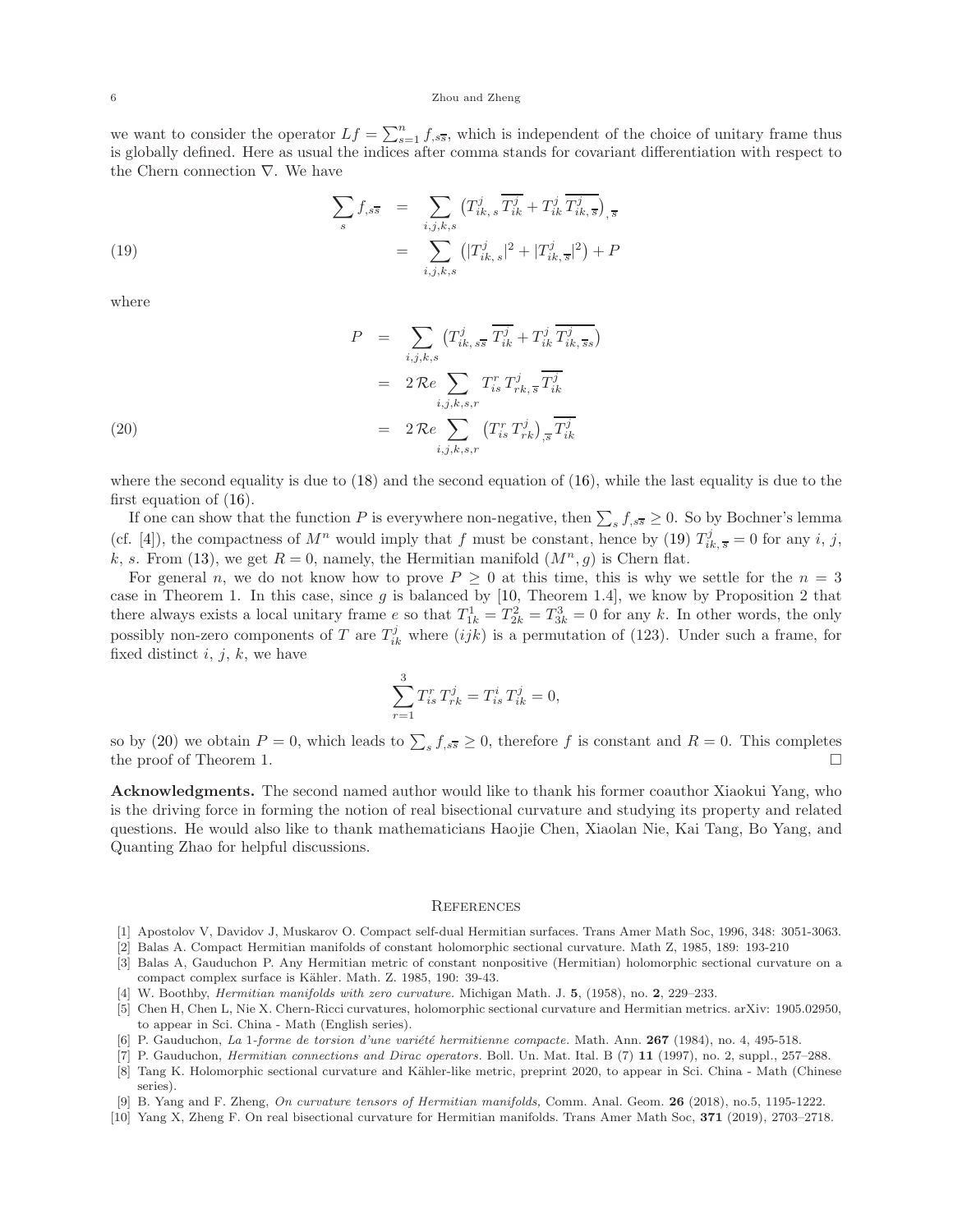we want to consider the operator $Lf = \sum_{s=1}^n f_{,s\overline{s}}$, which is independent of the choice of unitary frame thus is globally defined. Here as usual the indices after comma stands for covariant differentiation with respect to the Chern connection $\nabla$. We have

$$
\begin{aligned}
\sum_s f_{,s\overline{s}} &= \sum_{i,j,k,s} \left( T^j_{ik,\,s}\, \overline{T^j_{ik}} + T^j_{ik}\, \overline{T^j_{ik,\,\overline{s}}} \right)_{,\,\overline{s}} \\
&= \sum_{i,j,k,s} \left( |T^j_{ik,\,s}|^2 + |T^j_{ik,\overline{s}}|^2 \right) + P
\end{aligned} \tag{19}
$$

where

$$
\begin{aligned}
P &= \sum_{i,j,k,s} \left( T^j_{ik,\,s\overline{s}}\, \overline{T^j_{ik}} + T^j_{ik}\, \overline{T^j_{ik,\,\overline{s}s}} \right) \\
&= 2\,\mathcal{R}e \sum_{i,j,k,s,r} T^r_{is}\, T^j_{rk,\,\overline{s}}\, \overline{T^j_{ik}} \\
&= 2\,\mathcal{R}e \sum_{i,j,k,s,r} \left( T^r_{is}\, T^j_{rk} \right)_{,\overline{s}} \overline{T^j_{ik}}
\end{aligned} \tag{20}
$$

where the second equality is due to (18) and the second equation of (16), while the last equality is due to the first equation of (16).

If one can show that the function $P$ is everywhere non-negative, then $\sum_s f_{,s\overline{s}} \geq 0$. So by Bochner's lemma (cf. [4]), the compactness of $M^n$ would imply that $f$ must be constant, hence by (19) $T^j_{ik,\,\overline{s}} = 0$ for any $i$, $j$, $k$, $s$. From (13), we get $R = 0$, namely, the Hermitian manifold $(M^n, g)$ is Chern flat.

For general $n$, we do not know how to prove $P \geq 0$ at this time, this is why we settle for the $n = 3$ case in Theorem 1. In this case, since $g$ is balanced by [10, Theorem 1.4], we know by Proposition 2 that there always exists a local unitary frame $e$ so that $T^1_{1k} = T^2_{2k} = T^3_{3k} = 0$ for any $k$. In other words, the only possibly non-zero components of $T$ are $T^j_{ik}$ where $(ijk)$ is a permutation of $(123)$. Under such a frame, for fixed distinct $i$, $j$, $k$, we have

$$
\sum_{r=1}^3 T^r_{is}\, T^j_{rk} = T^i_{is}\, T^j_{ik} = 0,
$$

so by (20) we obtain $P = 0$, which leads to $\sum_s f_{,s\overline{s}} \geq 0$, therefore $f$ is constant and $R = 0$. This completes the proof of Theorem 1. □

**Acknowledgments.** The second named author would like to thank his former coauthor Xiaokui Yang, who is the driving force in forming the notion of real bisectional curvature and studying its property and related questions. He would also like to thank mathematicians Haojie Chen, Xiaolan Nie, Kai Tang, Bo Yang, and Quanting Zhao for helpful discussions.

## References

[1] Apostolov V, Davidov J, Muskarov O. Compact self-dual Hermitian surfaces. Trans Amer Math Soc, 1996, 348: 3051-3063.

[2] Balas A. Compact Hermitian manifolds of constant holomorphic sectional curvature. Math Z, 1985, 189: 193-210

[3] Balas A, Gauduchon P. Any Hermitian metric of constant nonpositive (Hermitian) holomorphic sectional curvature on a compact complex surface is Kähler. Math. Z. 1985, 190: 39-43.

[4] W. Boothby, *Hermitian manifolds with zero curvature.* Michigan Math. J. **5**, (1958), no. **2**, 229–233.

[5] Chen H, Chen L, Nie X. Chern-Ricci curvatures, holomorphic sectional curvature and Hermitian metrics. arXiv: 1905.02950, to appear in Sci. China - Math (English series).

[6] P. Gauduchon, *La 1-forme de torsion d'une variété hermitienne compacte.* Math. Ann. **267** (1984), no. 4, 495-518.

[7] P. Gauduchon, *Hermitian connections and Dirac operators.* Boll. Un. Mat. Ital. B (7) **11** (1997), no. 2, suppl., 257–288.

[8] Tang K. Holomorphic sectional curvature and Kähler-like metric, preprint 2020, to appear in Sci. China - Math (Chinese series).

[9] B. Yang and F. Zheng, *On curvature tensors of Hermitian manifolds,* Comm. Anal. Geom. **26** (2018), no.5, 1195-1222.

[10] Yang X, Zheng F. On real bisectional curvature for Hermitian manifolds. Trans Amer Math Soc, **371** (2019), 2703–2718.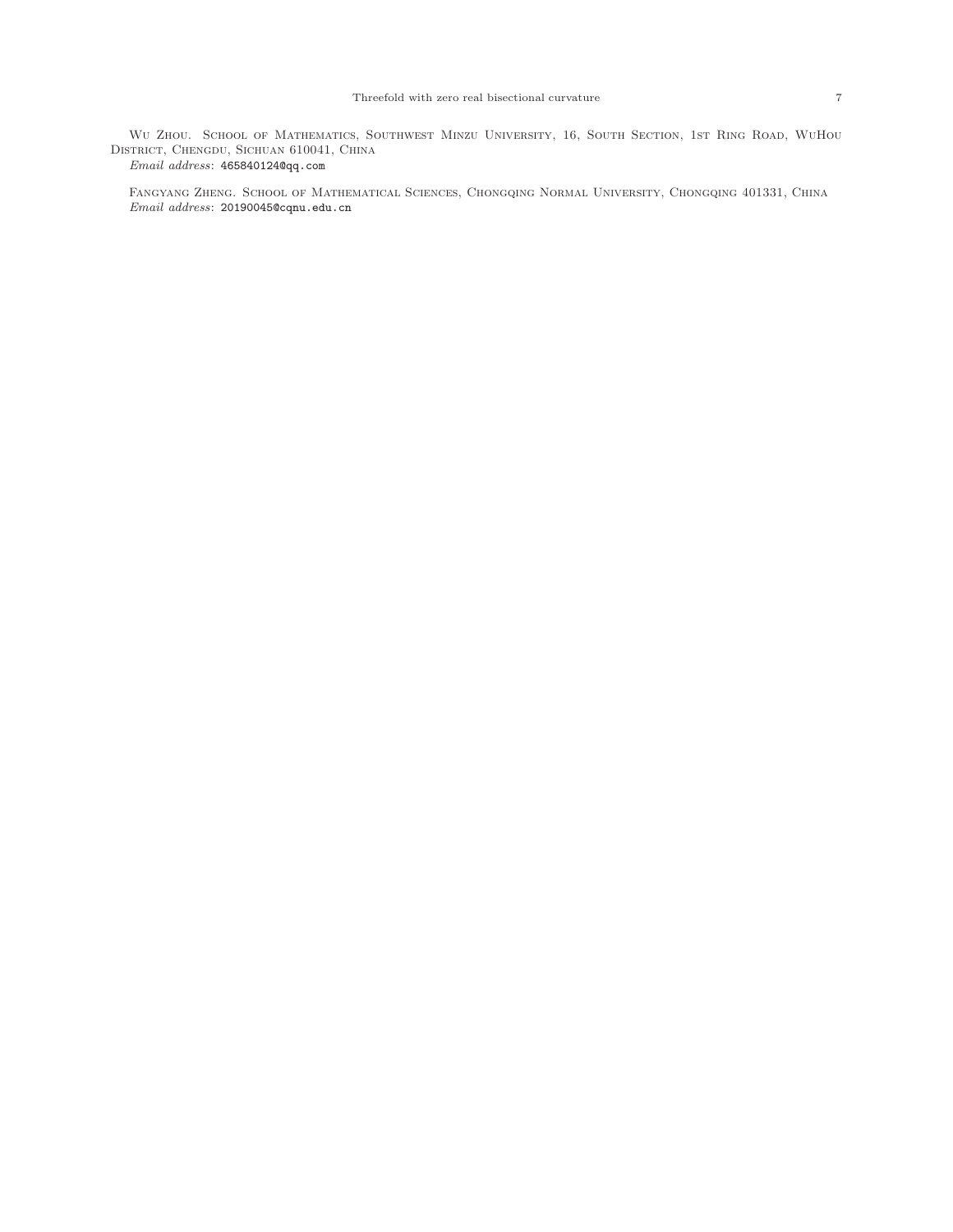Wu Zhou. School of Mathematics, Southwest Minzu University, 16, South Section, 1st Ring Road, WuHou District, Chengdu, Sichuan 610041, China

*Email address*: 465840124@qq.com

Fangyang Zheng. School of Mathematical Sciences, Chongqing Normal University, Chongqing 401331, China

*Email address*: 20190045@cqnu.edu.cn